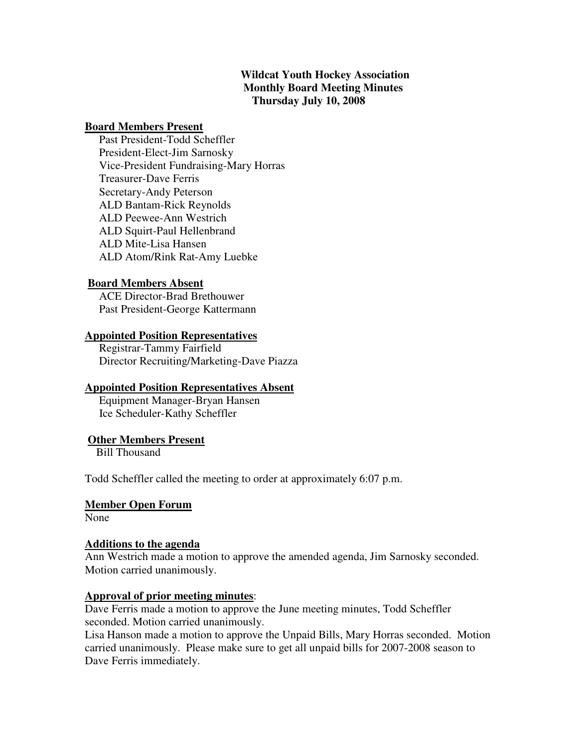**Wildcat Youth Hockey Association**
**Monthly Board Meeting Minutes**
**Thursday July 10, 2008**

**Board Members Present**

Past President-Todd Scheffler
President-Elect-Jim Sarnosky
Vice-President Fundraising-Mary Horras
Treasurer-Dave Ferris
Secretary-Andy Peterson
ALD Bantam-Rick Reynolds
ALD Peewee-Ann Westrich
ALD Squirt-Paul Hellenbrand
ALD Mite-Lisa Hansen
ALD Atom/Rink Rat-Amy Luebke

**Board Members Absent**

ACE Director-Brad Brethouwer
Past President-George Kattermann

**Appointed Position Representatives**

Registrar-Tammy Fairfield
Director Recruiting/Marketing-Dave Piazza

**Appointed Position Representatives Absent**

Equipment Manager-Bryan Hansen
Ice Scheduler-Kathy Scheffler

**Other Members Present**

Bill Thousand

Todd Scheffler called the meeting to order at approximately 6:07 p.m.

**Member Open Forum**

None

**Additions to the agenda**

Ann Westrich made a motion to approve the amended agenda, Jim Sarnosky seconded. Motion carried unanimously.

**Approval of prior meeting minutes**:

Dave Ferris made a motion to approve the June meeting minutes, Todd Scheffler seconded. Motion carried unanimously.

Lisa Hanson made a motion to approve the Unpaid Bills, Mary Horras seconded. Motion carried unanimously. Please make sure to get all unpaid bills for 2007-2008 season to Dave Ferris immediately.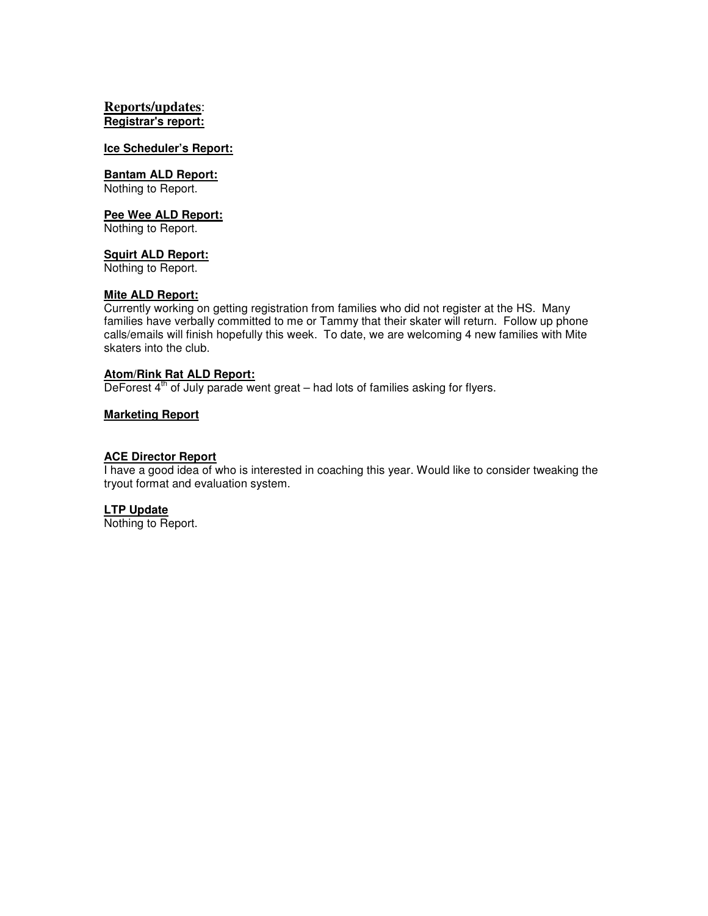## Reports/updates:

**Registrar's report:**

**Ice Scheduler's Report:**

**Bantam ALD Report:**

Nothing to Report.

**Pee Wee ALD Report:**

Nothing to Report.

**Squirt ALD Report:**

Nothing to Report.

**Mite ALD Report:**

Currently working on getting registration from families who did not register at the HS. Many families have verbally committed to me or Tammy that their skater will return. Follow up phone calls/emails will finish hopefully this week. To date, we are welcoming 4 new families with Mite skaters into the club.

**Atom/Rink Rat ALD Report:**

DeForest 4th of July parade went great – had lots of families asking for flyers.

**Marketing Report**

**ACE Director Report**

I have a good idea of who is interested in coaching this year. Would like to consider tweaking the tryout format and evaluation system.

**LTP Update**

Nothing to Report.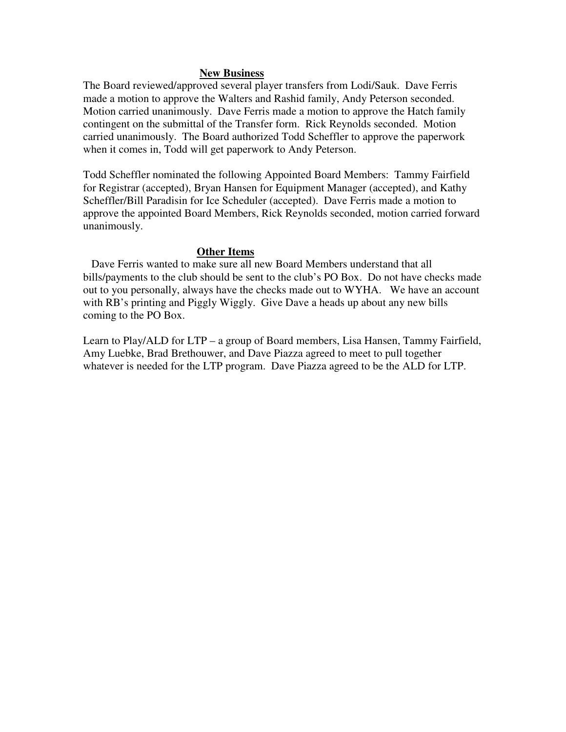## New Business

The Board reviewed/approved several player transfers from Lodi/Sauk. Dave Ferris made a motion to approve the Walters and Rashid family, Andy Peterson seconded. Motion carried unanimously. Dave Ferris made a motion to approve the Hatch family contingent on the submittal of the Transfer form. Rick Reynolds seconded. Motion carried unanimously. The Board authorized Todd Scheffler to approve the paperwork when it comes in, Todd will get paperwork to Andy Peterson.

Todd Scheffler nominated the following Appointed Board Members: Tammy Fairfield for Registrar (accepted), Bryan Hansen for Equipment Manager (accepted), and Kathy Scheffler/Bill Paradisin for Ice Scheduler (accepted). Dave Ferris made a motion to approve the appointed Board Members, Rick Reynolds seconded, motion carried forward unanimously.

## Other Items

Dave Ferris wanted to make sure all new Board Members understand that all bills/payments to the club should be sent to the club's PO Box. Do not have checks made out to you personally, always have the checks made out to WYHA. We have an account with RB's printing and Piggly Wiggly. Give Dave a heads up about any new bills coming to the PO Box.

Learn to Play/ALD for LTP – a group of Board members, Lisa Hansen, Tammy Fairfield, Amy Luebke, Brad Brethouwer, and Dave Piazza agreed to meet to pull together whatever is needed for the LTP program. Dave Piazza agreed to be the ALD for LTP.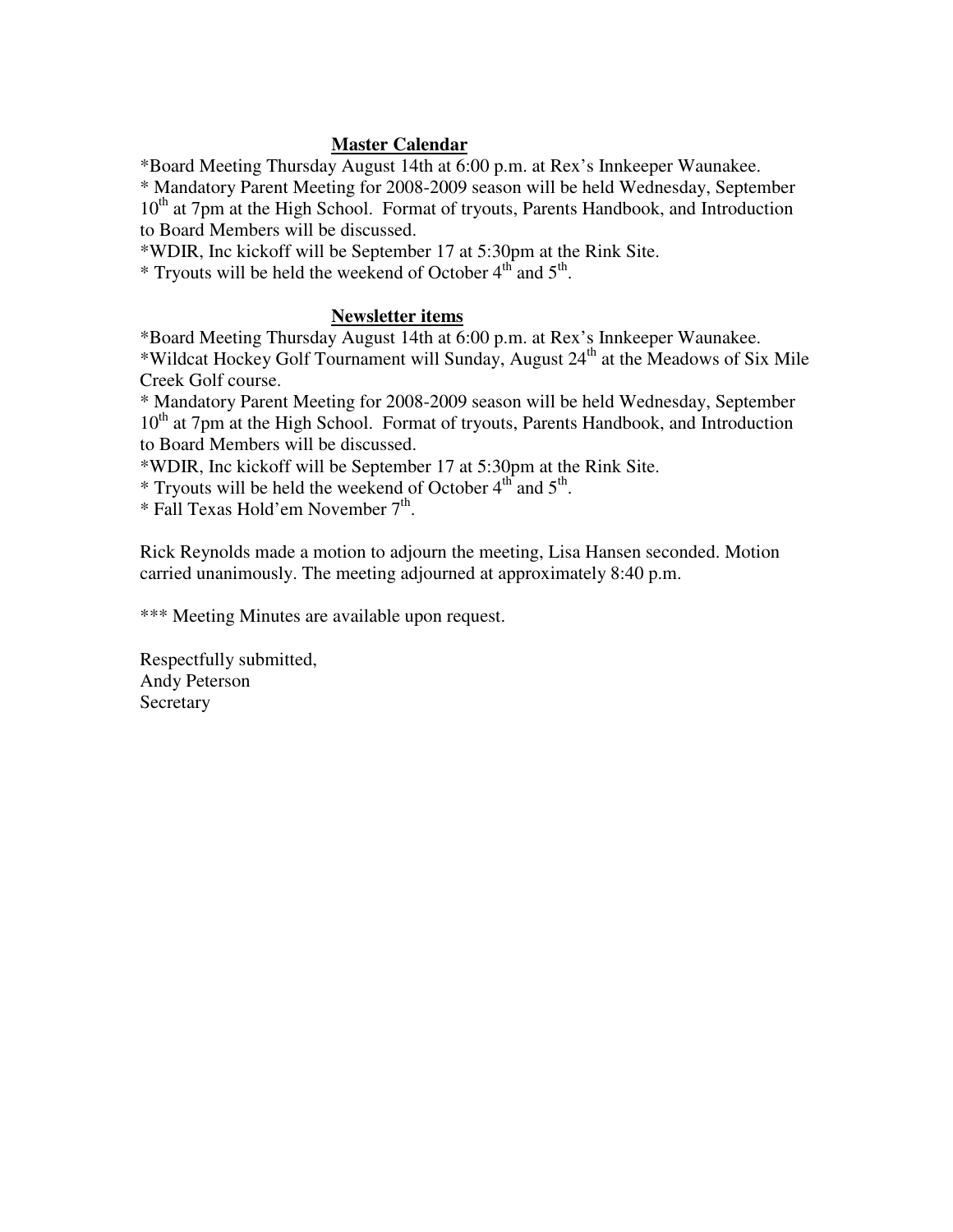## Master Calendar

*Board Meeting Thursday August 14th at 6:00 p.m. at Rex's Innkeeper Waunakee.
* Mandatory Parent Meeting for 2008-2009 season will be held Wednesday, September 10th at 7pm at the High School. Format of tryouts, Parents Handbook, and Introduction to Board Members will be discussed.
*WDIR, Inc kickoff will be September 17 at 5:30pm at the Rink Site.
* Tryouts will be held the weekend of October 4th and 5th.

## Newsletter items

*Board Meeting Thursday August 14th at 6:00 p.m. at Rex's Innkeeper Waunakee.
*Wildcat Hockey Golf Tournament will Sunday, August 24th at the Meadows of Six Mile Creek Golf course.
* Mandatory Parent Meeting for 2008-2009 season will be held Wednesday, September 10th at 7pm at the High School. Format of tryouts, Parents Handbook, and Introduction to Board Members will be discussed.
*WDIR, Inc kickoff will be September 17 at 5:30pm at the Rink Site.
* Tryouts will be held the weekend of October 4th and 5th.
* Fall Texas Hold'em November 7th.

Rick Reynolds made a motion to adjourn the meeting, Lisa Hansen seconded. Motion carried unanimously. The meeting adjourned at approximately 8:40 p.m.

*** Meeting Minutes are available upon request.

Respectfully submitted,
Andy Peterson
Secretary